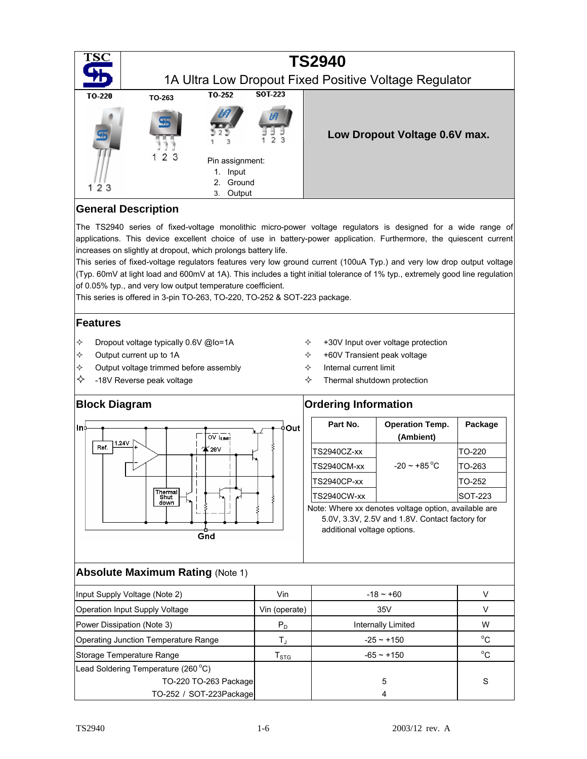# TS2940

## 1A Ultra Low Dropout Fixed Positive Voltage Regulator

TO-220 TO-263 TO-252 SOT-223

Pin assignment:
1. Input
2. Ground
3. Output

**Low Dropout Voltage 0.6V max.**

## General Description

The TS2940 series of fixed-voltage monolithic micro-power voltage regulators is designed for a wide range of applications. This device excellent choice of use in battery-power application. Furthermore, the quiescent current increases on slightly at dropout, which prolongs battery life.

This series of fixed-voltage regulators features very low ground current (100uA Typ.) and very low drop output voltage (Typ. 60mV at light load and 600mV at 1A). This includes a tight initial tolerance of 1% typ., extremely good line regulation of 0.05% typ., and very low output temperature coefficient.

This series is offered in 3-pin TO-263, TO-220, TO-252 & SOT-223 package.

## Features

- Dropout voltage typically 0.6V @Io=1A
- Output current up to 1A
- Output voltage trimmed before assembly
- -18V Reverse peak voltage
- +30V Input over voltage protection
- +60V Transient peak voltage
- Internal current limit
- Thermal shutdown protection

## Block Diagram

## Ordering Information

| Part No. | Operation Temp. (Ambient) | Package |
|---|---|---|
| TS2940CZ-xx | -20 ~ +85 °C | TO-220 |
| TS2940CM-xx | | TO-263 |
| TS2940CP-xx | | TO-252 |
| TS2940CW-xx | | SOT-223 |

Note: Where xx denotes voltage option, available are 5.0V, 3.3V, 2.5V and 1.8V. Contact factory for additional voltage options.

## Absolute Maximum Rating (Note 1)

| Parameter | Symbol | Value | Unit |
|---|---|---|---|
| Input Supply Voltage (Note 2) | Vin | -18 ~ +60 | V |
| Operation Input Supply Voltage | Vin (operate) | 35V | V |
| Power Dissipation (Note 3) | $P_D$ | Internally Limited | W |
| Operating Junction Temperature Range | $T_J$ | -25 ~ +150 | °C |
| Storage Temperature Range | $T_{STG}$ | -65 ~ +150 | °C |
| Lead Soldering Temperature (260 °C) TO-220 TO-263 Package | | 5 | S |
| TO-252 / SOT-223Package | | 4 | |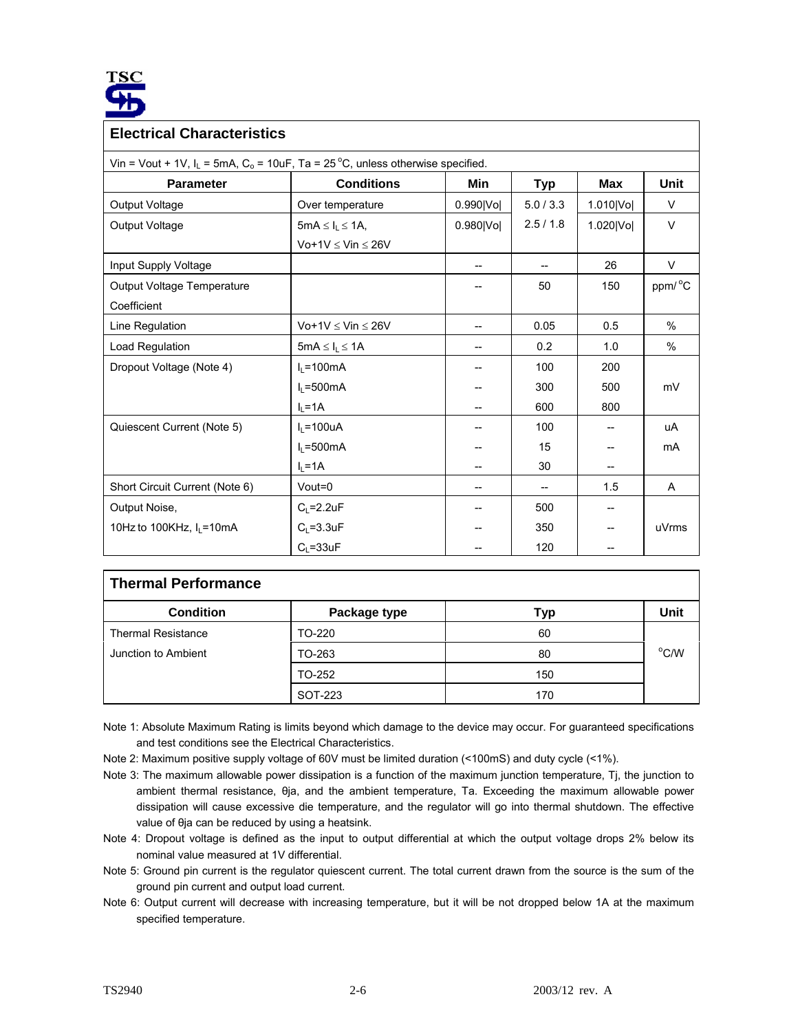## Electrical Characteristics

Vin = Vout + 1V, $I_L$ = 5mA, $C_o$ = 10uF, Ta = 25 °C, unless otherwise specified.

| Parameter | Conditions | Min | Typ | Max | Unit |
|---|---|---|---|---|---|
| Output Voltage | Over temperature | 0.990\|Vo\| | 5.0 / 3.3 | 1.010\|Vo\| | V |
| Output Voltage | 5mA ≤ $I_L$ ≤ 1A, Vo+1V ≤ Vin ≤ 26V | 0.980\|Vo\| | 2.5 / 1.8 | 1.020\|Vo\| | V |
| Input Supply Voltage | | -- | -- | 26 | V |
| Output Voltage Temperature Coefficient | | -- | 50 | 150 | ppm/°C |
| Line Regulation | Vo+1V ≤ Vin ≤ 26V | -- | 0.05 | 0.5 | % |
| Load Regulation | 5mA ≤ $I_L$ ≤ 1A | -- | 0.2 | 1.0 | % |
| Dropout Voltage (Note 4) | $I_L$=100mA | -- | 100 | 200 | |
| | $I_L$=500mA | -- | 300 | 500 | mV |
| | $I_L$=1A | -- | 600 | 800 | |
| Quiescent Current (Note 5) | $I_L$=100uA | -- | 100 | -- | uA |
| | $I_L$=500mA | -- | 15 | -- | mA |
| | $I_L$=1A | -- | 30 | -- | |
| Short Circuit Current (Note 6) | Vout=0 | -- | -- | 1.5 | A |
| Output Noise, | $C_L$=2.2uF | -- | 500 | -- | |
| 10Hz to 100KHz, $I_L$=10mA | $C_L$=3.3uF | -- | 350 | -- | uVrms |
| | $C_L$=33uF | -- | 120 | -- | |

## Thermal Performance

| Condition | Package type | Typ | Unit |
|---|---|---|---|
| Thermal Resistance | TO-220 | 60 | |
| Junction to Ambient | TO-263 | 80 | °C/W |
| | TO-252 | 150 | |
| | SOT-223 | 170 | |

Note 1: Absolute Maximum Rating is limits beyond which damage to the device may occur. For guaranteed specifications and test conditions see the Electrical Characteristics.

Note 2: Maximum positive supply voltage of 60V must be limited duration (<100mS) and duty cycle (<1%).

Note 3: The maximum allowable power dissipation is a function of the maximum junction temperature, Tj, the junction to ambient thermal resistance, θja, and the ambient temperature, Ta. Exceeding the maximum allowable power dissipation will cause excessive die temperature, and the regulator will go into thermal shutdown. The effective value of θja can be reduced by using a heatsink.

Note 4: Dropout voltage is defined as the input to output differential at which the output voltage drops 2% below its nominal value measured at 1V differential.

Note 5: Ground pin current is the regulator quiescent current. The total current drawn from the source is the sum of the ground pin current and output load current.

Note 6: Output current will decrease with increasing temperature, but it will be not dropped below 1A at the maximum specified temperature.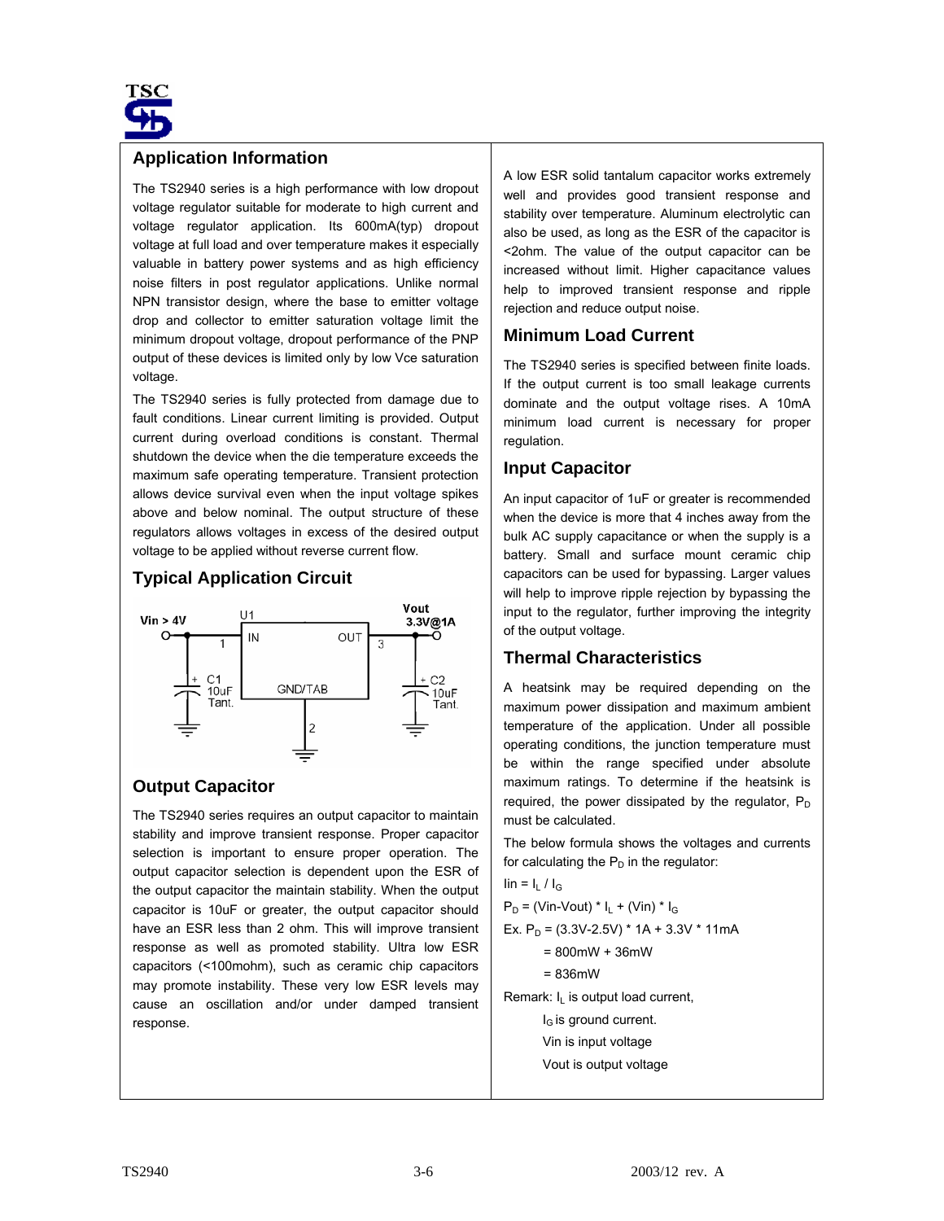## Application Information

The TS2940 series is a high performance with low dropout voltage regulator suitable for moderate to high current and voltage regulator application. Its 600mA(typ) dropout voltage at full load and over temperature makes it especially valuable in battery power systems and as high efficiency noise filters in post regulator applications. Unlike normal NPN transistor design, where the base to emitter voltage drop and collector to emitter saturation voltage limit the minimum dropout voltage, dropout performance of the PNP output of these devices is limited only by low Vce saturation voltage.

The TS2940 series is fully protected from damage due to fault conditions. Linear current limiting is provided. Output current during overload conditions is constant. Thermal shutdown the device when the die temperature exceeds the maximum safe operating temperature. Transient protection allows device survival even when the input voltage spikes above and below nominal. The output structure of these regulators allows voltages in excess of the desired output voltage to be applied without reverse current flow.

## Typical Application Circuit

Vin > 4V

U1

IN

OUT

Vout

3.3V@1A

1

3

C1

10uF

Tant.

GND/TAB

2

C2

10uF

Tant.

## Output Capacitor

The TS2940 series requires an output capacitor to maintain stability and improve transient response. Proper capacitor selection is important to ensure proper operation. The output capacitor selection is dependent upon the ESR of the output capacitor the maintain stability. When the output capacitor is 10uF or greater, the output capacitor should have an ESR less than 2 ohm. This will improve transient response as well as promoted stability. Ultra low ESR capacitors (<100mohm), such as ceramic chip capacitors may promote instability. These very low ESR levels may cause an oscillation and/or under damped transient response.

A low ESR solid tantalum capacitor works extremely well and provides good transient response and stability over temperature. Aluminum electrolytic can also be used, as long as the ESR of the capacitor is <2ohm. The value of the output capacitor can be increased without limit. Higher capacitance values help to improved transient response and ripple rejection and reduce output noise.

## Minimum Load Current

The TS2940 series is specified between finite loads. If the output current is too small leakage currents dominate and the output voltage rises. A 10mA minimum load current is necessary for proper regulation.

## Input Capacitor

An input capacitor of 1uF or greater is recommended when the device is more that 4 inches away from the bulk AC supply capacitance or when the supply is a battery. Small and surface mount ceramic chip capacitors can be used for bypassing. Larger values will help to improve ripple rejection by bypassing the input to the regulator, further improving the integrity of the output voltage.

## Thermal Characteristics

A heatsink may be required depending on the maximum power dissipation and maximum ambient temperature of the application. Under all possible operating conditions, the junction temperature must be within the range specified under absolute maximum ratings. To determine if the heatsink is required, the power dissipated by the regulator, $P_D$ must be calculated.

The below formula shows the voltages and currents for calculating the $P_D$ in the regulator:

$I_{in} = I_L / I_G$

$P_D = (Vin - Vout) * I_L + (Vin) * I_G$

Ex. $P_D = (3.3V - 2.5V) * 1A + 3.3V * 11mA$

$= 800mW + 36mW$

$= 836mW$

Remark: $I_L$ is output load current,

$I_G$ is ground current.

Vin is input voltage

Vout is output voltage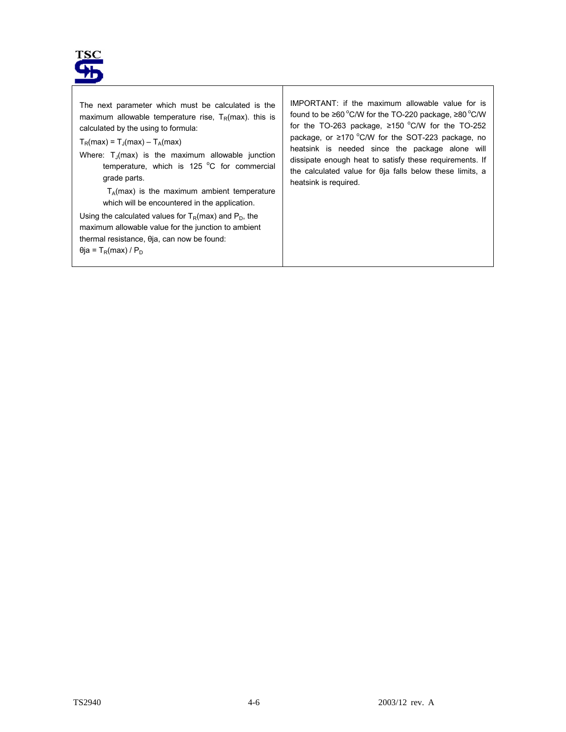The next parameter which must be calculated is the maximum allowable temperature rise, $T_R$(max). this is calculated by the using to formula:

$T_R(max) = T_J(max) – T_A(max)$

Where: $T_J$(max) is the maximum allowable junction temperature, which is 125 $^oC$ for commercial grade parts.

$T_A$(max) is the maximum ambient temperature which will be encountered in the application.

Using the calculated values for $T_R$(max) and $P_D$, the maximum allowable value for the junction to ambient thermal resistance, θja, can now be found:

$\theta ja = T_R(max) / P_D$

IMPORTANT: if the maximum allowable value for is found to be ≥60 $^oC/W$ for the TO-220 package, ≥80 $^oC/W$ for the TO-263 package, ≥150 $^oC/W$ for the TO-252 package, or ≥170 $^oC/W$ for the SOT-223 package, no heatsink is needed since the package alone will dissipate enough heat to satisfy these requirements. If the calculated value for θja falls below these limits, a heatsink is required.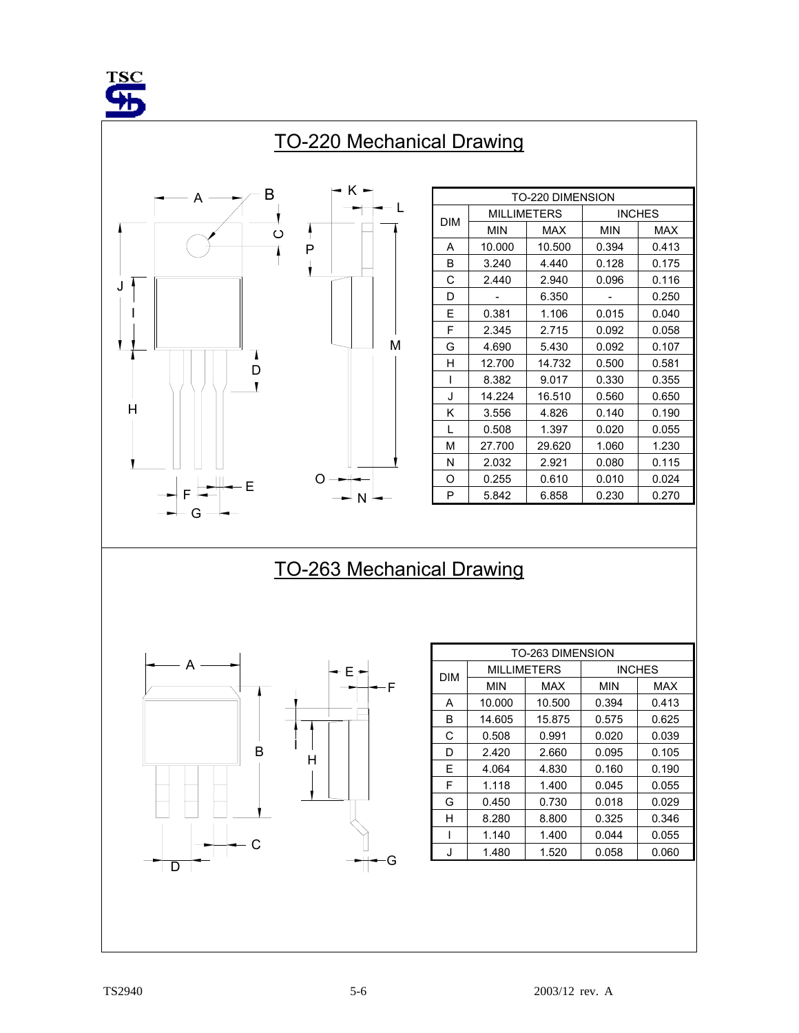## TO-220 Mechanical Drawing

| TO-220 DIMENSION | | | | |
|---|---|---|---|---|
| DIM | MILLIMETERS | | INCHES | |
| | MIN | MAX | MIN | MAX |
| A | 10.000 | 10.500 | 0.394 | 0.413 |
| B | 3.240 | 4.440 | 0.128 | 0.175 |
| C | 2.440 | 2.940 | 0.096 | 0.116 |
| D | - | 6.350 | - | 0.250 |
| E | 0.381 | 1.106 | 0.015 | 0.040 |
| F | 2.345 | 2.715 | 0.092 | 0.058 |
| G | 4.690 | 5.430 | 0.092 | 0.107 |
| H | 12.700 | 14.732 | 0.500 | 0.581 |
| I | 8.382 | 9.017 | 0.330 | 0.355 |
| J | 14.224 | 16.510 | 0.560 | 0.650 |
| K | 3.556 | 4.826 | 0.140 | 0.190 |
| L | 0.508 | 1.397 | 0.020 | 0.055 |
| M | 27.700 | 29.620 | 1.060 | 1.230 |
| N | 2.032 | 2.921 | 0.080 | 0.115 |
| O | 0.255 | 0.610 | 0.010 | 0.024 |
| P | 5.842 | 6.858 | 0.230 | 0.270 |

## TO-263 Mechanical Drawing

| TO-263 DIMENSION | | | | |
|---|---|---|---|---|
| DIM | MILLIMETERS | | INCHES | |
| | MIN | MAX | MIN | MAX |
| A | 10.000 | 10.500 | 0.394 | 0.413 |
| B | 14.605 | 15.875 | 0.575 | 0.625 |
| C | 0.508 | 0.991 | 0.020 | 0.039 |
| D | 2.420 | 2.660 | 0.095 | 0.105 |
| E | 4.064 | 4.830 | 0.160 | 0.190 |
| F | 1.118 | 1.400 | 0.045 | 0.055 |
| G | 0.450 | 0.730 | 0.018 | 0.029 |
| H | 8.280 | 8.800 | 0.325 | 0.346 |
| I | 1.140 | 1.400 | 0.044 | 0.055 |
| J | 1.480 | 1.520 | 0.058 | 0.060 |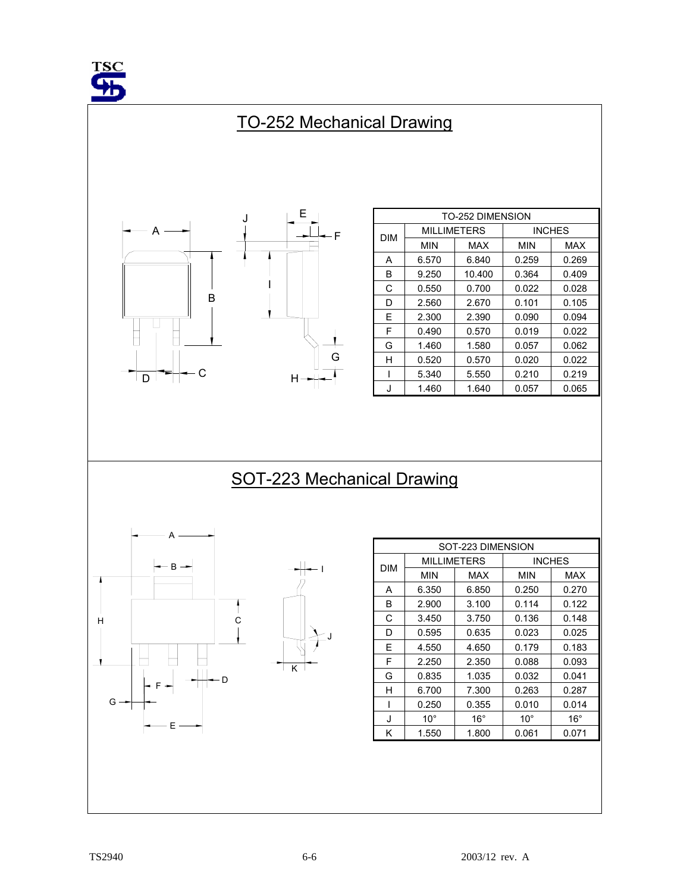## TO-252 Mechanical Drawing

| TO-252 DIMENSION | | | | |
|---|---|---|---|---|
| DIM | MILLIMETERS | | INCHES | |
| | MIN | MAX | MIN | MAX |
| A | 6.570 | 6.840 | 0.259 | 0.269 |
| B | 9.250 | 10.400 | 0.364 | 0.409 |
| C | 0.550 | 0.700 | 0.022 | 0.028 |
| D | 2.560 | 2.670 | 0.101 | 0.105 |
| E | 2.300 | 2.390 | 0.090 | 0.094 |
| F | 0.490 | 0.570 | 0.019 | 0.022 |
| G | 1.460 | 1.580 | 0.057 | 0.062 |
| H | 0.520 | 0.570 | 0.020 | 0.022 |
| I | 5.340 | 5.550 | 0.210 | 0.219 |
| J | 1.460 | 1.640 | 0.057 | 0.065 |

## SOT-223 Mechanical Drawing

| SOT-223 DIMENSION | | | | |
|---|---|---|---|---|
| DIM | MILLIMETERS | | INCHES | |
| | MIN | MAX | MIN | MAX |
| A | 6.350 | 6.850 | 0.250 | 0.270 |
| B | 2.900 | 3.100 | 0.114 | 0.122 |
| C | 3.450 | 3.750 | 0.136 | 0.148 |
| D | 0.595 | 0.635 | 0.023 | 0.025 |
| E | 4.550 | 4.650 | 0.179 | 0.183 |
| F | 2.250 | 2.350 | 0.088 | 0.093 |
| G | 0.835 | 1.035 | 0.032 | 0.041 |
| H | 6.700 | 7.300 | 0.263 | 0.287 |
| I | 0.250 | 0.355 | 0.010 | 0.014 |
| J | 10° | 16° | 10° | 16° |
| K | 1.550 | 1.800 | 0.061 | 0.071 |